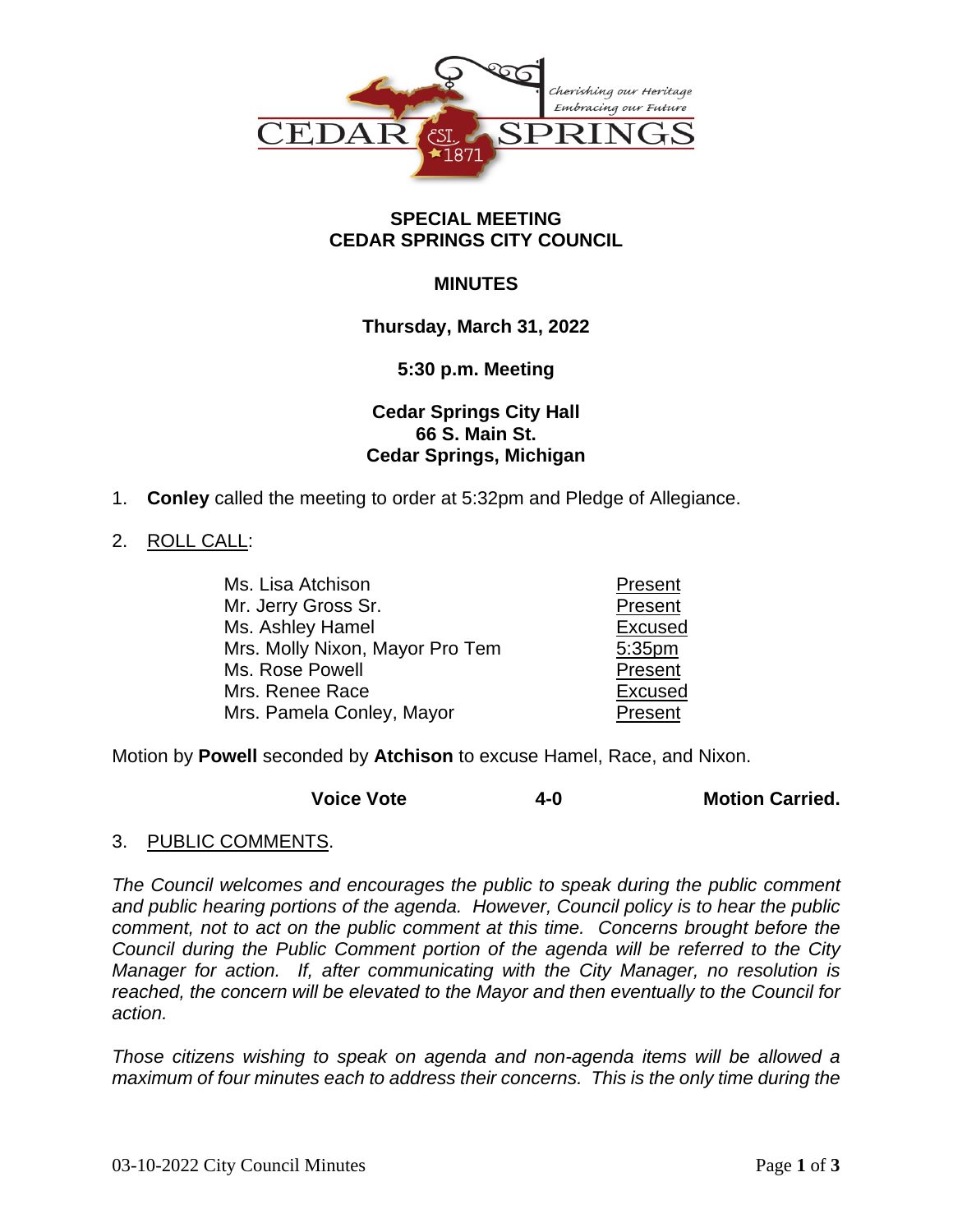CEDAR SPRINGS EST. 1871

*Cherishing our Heritage*
*Embracing our Future*

**SPECIAL MEETING**
**CEDAR SPRINGS CITY COUNCIL**

**MINUTES**

**Thursday, March 31, 2022**

**5:30 p.m. Meeting**

**Cedar Springs City Hall**
**66 S. Main St.**
**Cedar Springs, Michigan**

1. **Conley** called the meeting to order at 5:32pm and Pledge of Allegiance.

2. ROLL CALL:

| | |
|---|---|
| Ms. Lisa Atchison | Present |
| Mr. Jerry Gross Sr. | Present |
| Ms. Ashley Hamel | Excused |
| Mrs. Molly Nixon, Mayor Pro Tem | 5:35pm |
| Ms. Rose Powell | Present |
| Mrs. Renee Race | Excused |
| Mrs. Pamela Conley, Mayor | Present |

Motion by **Powell** seconded by **Atchison** to excuse Hamel, Race, and Nixon.

**Voice Vote 4-0 Motion Carried.**

3. PUBLIC COMMENTS.

*The Council welcomes and encourages the public to speak during the public comment and public hearing portions of the agenda. However, Council policy is to hear the public comment, not to act on the public comment at this time. Concerns brought before the Council during the Public Comment portion of the agenda will be referred to the City Manager for action. If, after communicating with the City Manager, no resolution is reached, the concern will be elevated to the Mayor and then eventually to the Council for action.*

*Those citizens wishing to speak on agenda and non-agenda items will be allowed a maximum of four minutes each to address their concerns. This is the only time during the*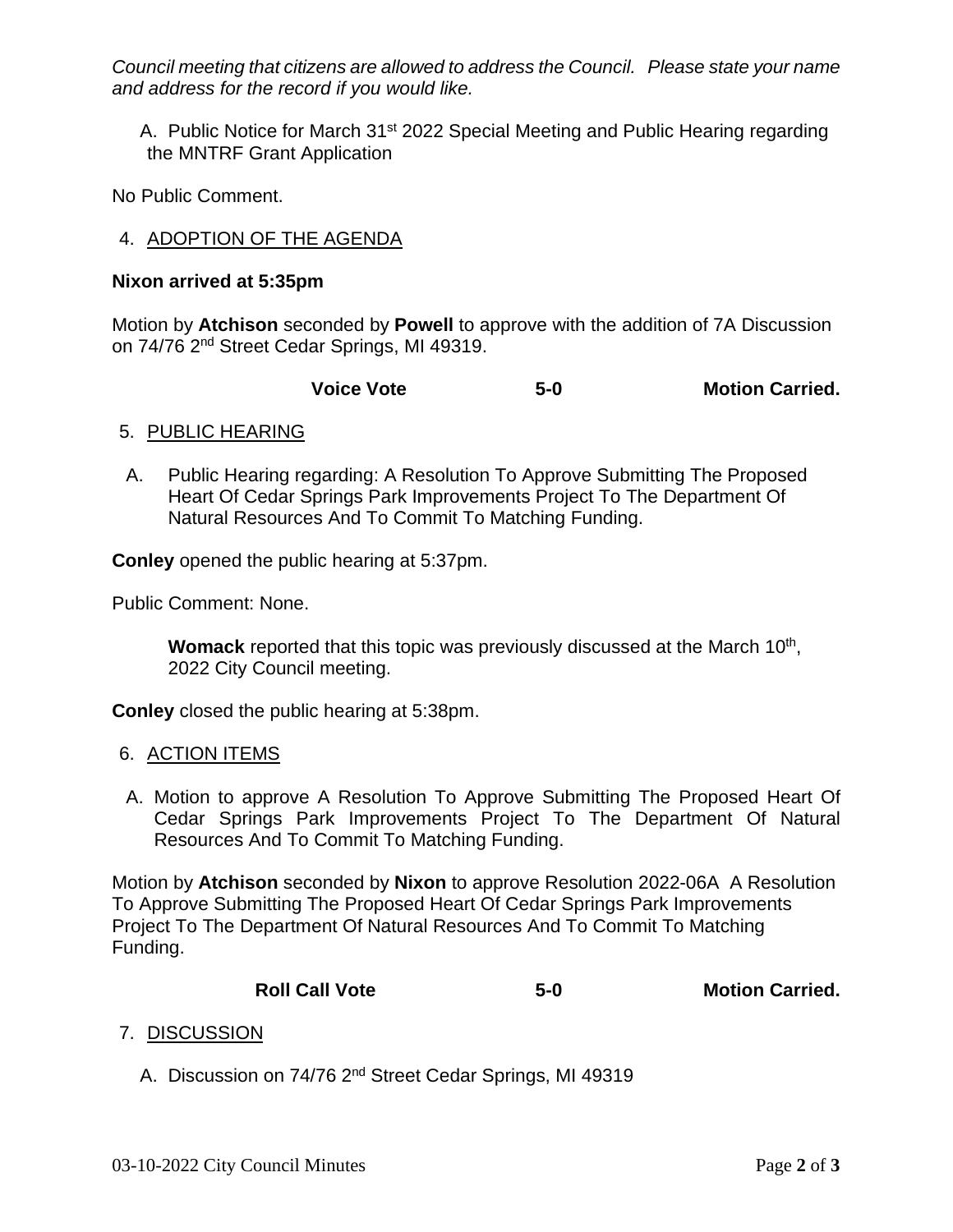*Council meeting that citizens are allowed to address the Council. Please state your name and address for the record if you would like.*

A. Public Notice for March 31st 2022 Special Meeting and Public Hearing regarding the MNTRF Grant Application

No Public Comment.

4. ADOPTION OF THE AGENDA

**Nixon arrived at 5:35pm**

Motion by **Atchison** seconded by **Powell** to approve with the addition of 7A Discussion on 74/76 2nd Street Cedar Springs, MI 49319.

**Voice Vote 5-0 Motion Carried.**

5. PUBLIC HEARING

A. Public Hearing regarding: A Resolution To Approve Submitting The Proposed Heart Of Cedar Springs Park Improvements Project To The Department Of Natural Resources And To Commit To Matching Funding.

**Conley** opened the public hearing at 5:37pm.

Public Comment: None.

**Womack** reported that this topic was previously discussed at the March 10th, 2022 City Council meeting.

**Conley** closed the public hearing at 5:38pm.

6. ACTION ITEMS

A. Motion to approve A Resolution To Approve Submitting The Proposed Heart Of Cedar Springs Park Improvements Project To The Department Of Natural Resources And To Commit To Matching Funding.

Motion by **Atchison** seconded by **Nixon** to approve Resolution 2022-06A A Resolution To Approve Submitting The Proposed Heart Of Cedar Springs Park Improvements Project To The Department Of Natural Resources And To Commit To Matching Funding.

**Roll Call Vote 5-0 Motion Carried.**

7. DISCUSSION

A. Discussion on 74/76 2nd Street Cedar Springs, MI 49319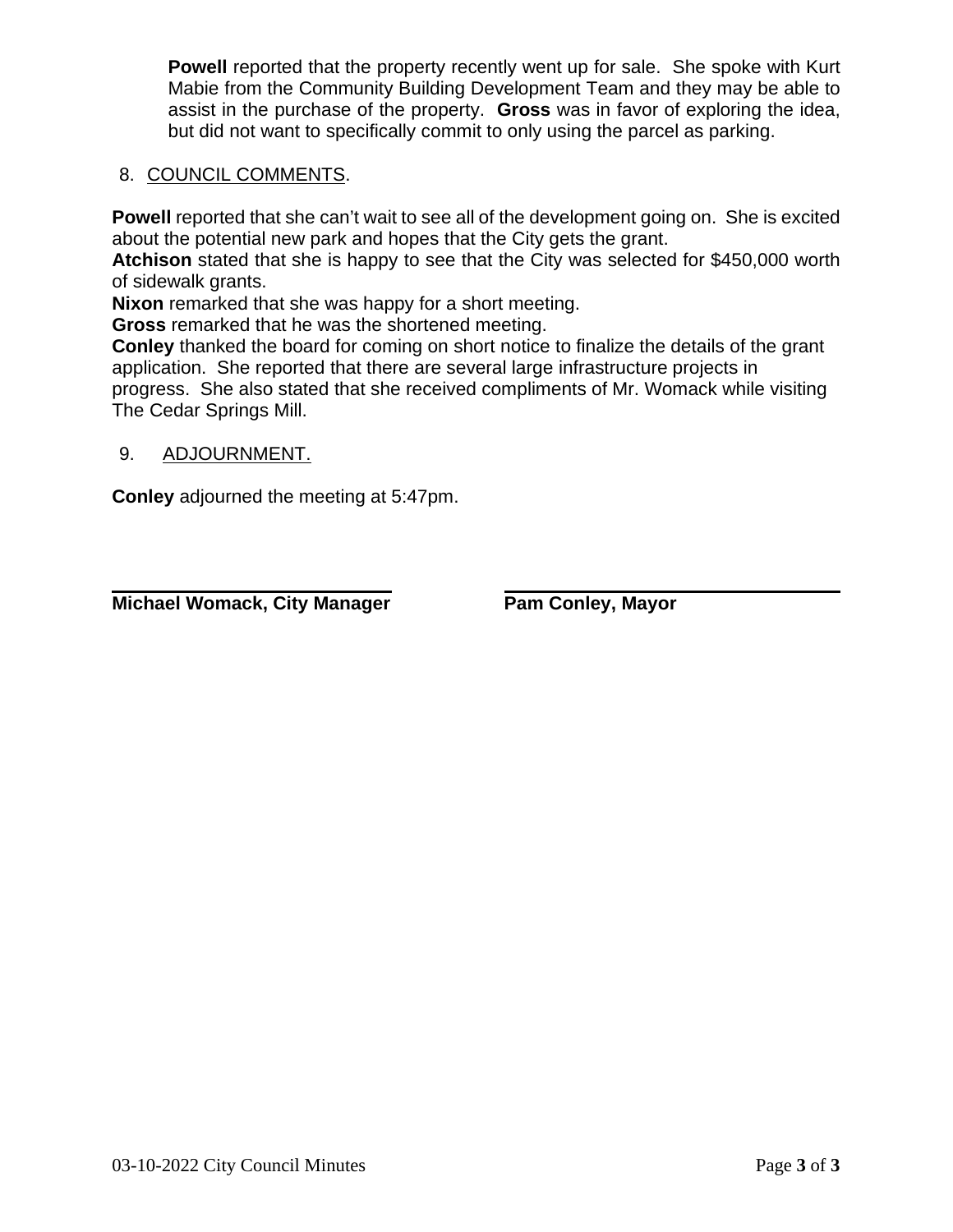**Powell** reported that the property recently went up for sale. She spoke with Kurt Mabie from the Community Building Development Team and they may be able to assist in the purchase of the property. **Gross** was in favor of exploring the idea, but did not want to specifically commit to only using the parcel as parking.

8. COUNCIL COMMENTS.

**Powell** reported that she can't wait to see all of the development going on. She is excited about the potential new park and hopes that the City gets the grant.
**Atchison** stated that she is happy to see that the City was selected for $450,000 worth of sidewalk grants.
**Nixon** remarked that she was happy for a short meeting.
**Gross** remarked that he was the shortened meeting.
**Conley** thanked the board for coming on short notice to finalize the details of the grant application. She reported that there are several large infrastructure projects in progress. She also stated that she received compliments of Mr. Womack while visiting The Cedar Springs Mill.

9. ADJOURNMENT.

**Conley** adjourned the meeting at 5:47pm.

**Michael Womack, City Manager** | **Pam Conley, Mayor**